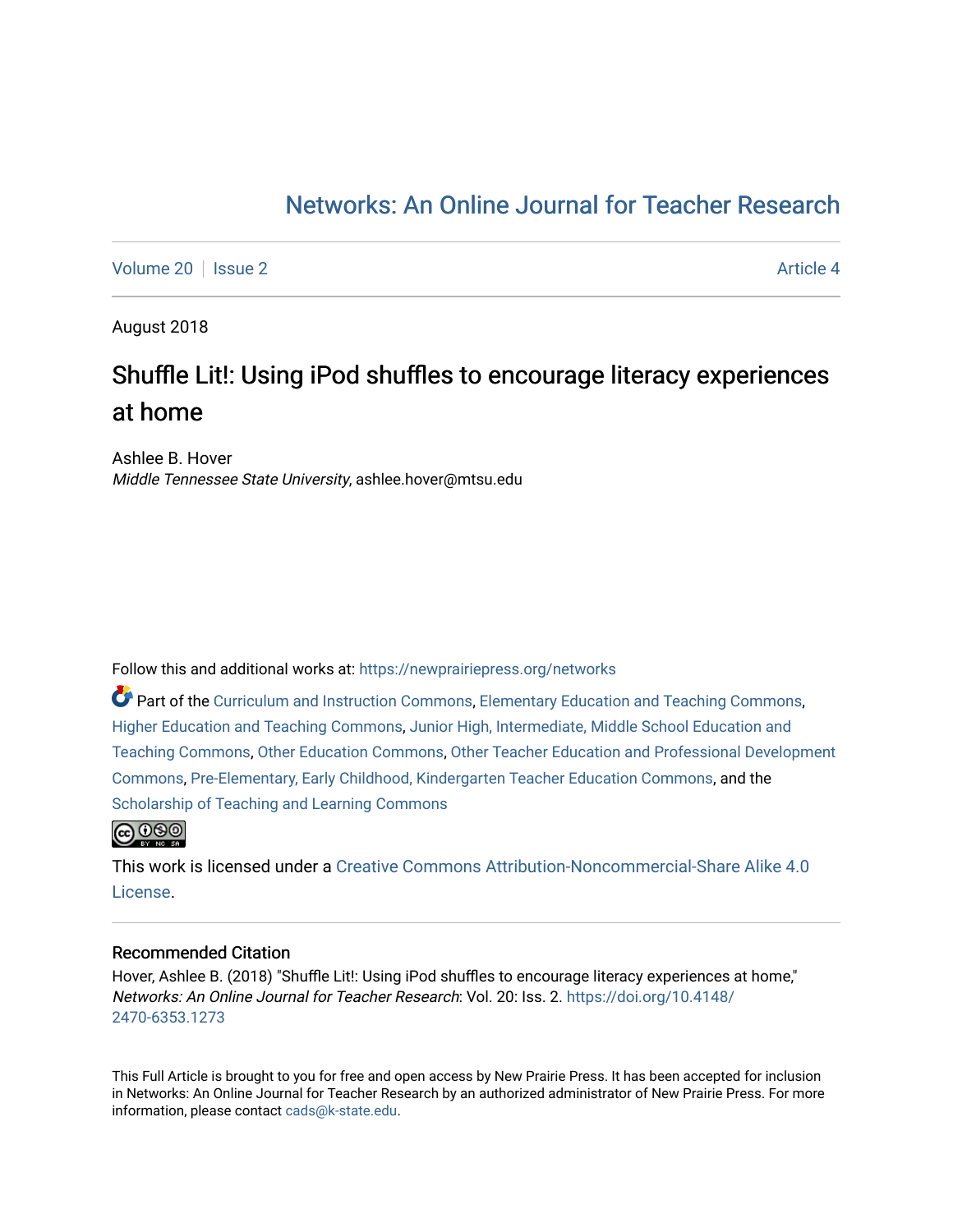# Networks: An Online Journal for Teacher Research

Volume 20 | Issue 2 | Article 4

August 2018

## Shuffle Lit!: Using iPod shuffles to encourage literacy experiences at home

Ashlee B. Hover
*Middle Tennessee State University*, ashlee.hover@mtsu.edu

Follow this and additional works at: https://newprairiepress.org/networks

Part of the Curriculum and Instruction Commons, Elementary Education and Teaching Commons, Higher Education and Teaching Commons, Junior High, Intermediate, Middle School Education and Teaching Commons, Other Education Commons, Other Teacher Education and Professional Development Commons, Pre-Elementary, Early Childhood, Kindergarten Teacher Education Commons, and the Scholarship of Teaching and Learning Commons

This work is licensed under a Creative Commons Attribution-Noncommercial-Share Alike 4.0 License.

### Recommended Citation

Hover, Ashlee B. (2018) "Shuffle Lit!: Using iPod shuffles to encourage literacy experiences at home," *Networks: An Online Journal for Teacher Research*: Vol. 20: Iss. 2. https://doi.org/10.4148/2470-6353.1273

This Full Article is brought to you for free and open access by New Prairie Press. It has been accepted for inclusion in Networks: An Online Journal for Teacher Research by an authorized administrator of New Prairie Press. For more information, please contact cads@k-state.edu.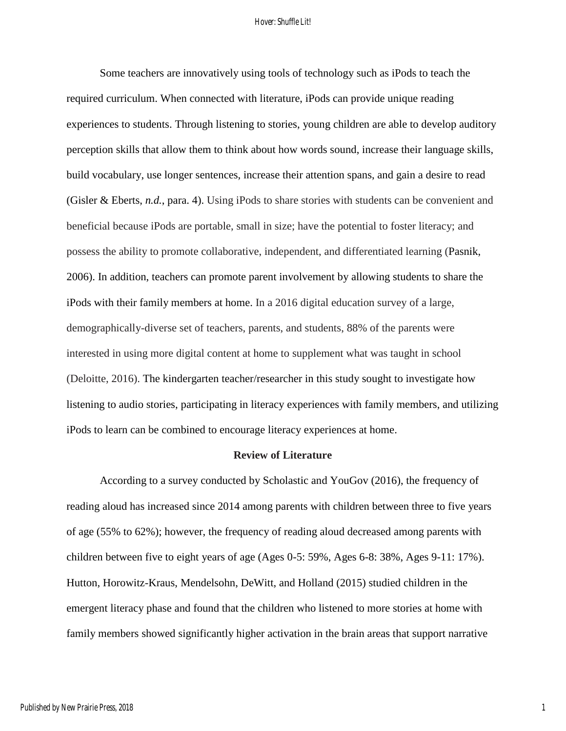Some teachers are innovatively using tools of technology such as iPods to teach the required curriculum. When connected with literature, iPods can provide unique reading experiences to students. Through listening to stories, young children are able to develop auditory perception skills that allow them to think about how words sound, increase their language skills, build vocabulary, use longer sentences, increase their attention spans, and gain a desire to read (Gisler & Eberts, *n.d.*, para. 4). Using iPods to share stories with students can be convenient and beneficial because iPods are portable, small in size; have the potential to foster literacy; and possess the ability to promote collaborative, independent, and differentiated learning (Pasnik, 2006). In addition, teachers can promote parent involvement by allowing students to share the iPods with their family members at home. In a 2016 digital education survey of a large, demographically-diverse set of teachers, parents, and students, 88% of the parents were interested in using more digital content at home to supplement what was taught in school (Deloitte, 2016). The kindergarten teacher/researcher in this study sought to investigate how listening to audio stories, participating in literacy experiences with family members, and utilizing iPods to learn can be combined to encourage literacy experiences at home.

## Review of Literature

According to a survey conducted by Scholastic and YouGov (2016), the frequency of reading aloud has increased since 2014 among parents with children between three to five years of age (55% to 62%); however, the frequency of reading aloud decreased among parents with children between five to eight years of age (Ages 0-5: 59%, Ages 6-8: 38%, Ages 9-11: 17%). Hutton, Horowitz-Kraus, Mendelsohn, DeWitt, and Holland (2015) studied children in the emergent literacy phase and found that the children who listened to more stories at home with family members showed significantly higher activation in the brain areas that support narrative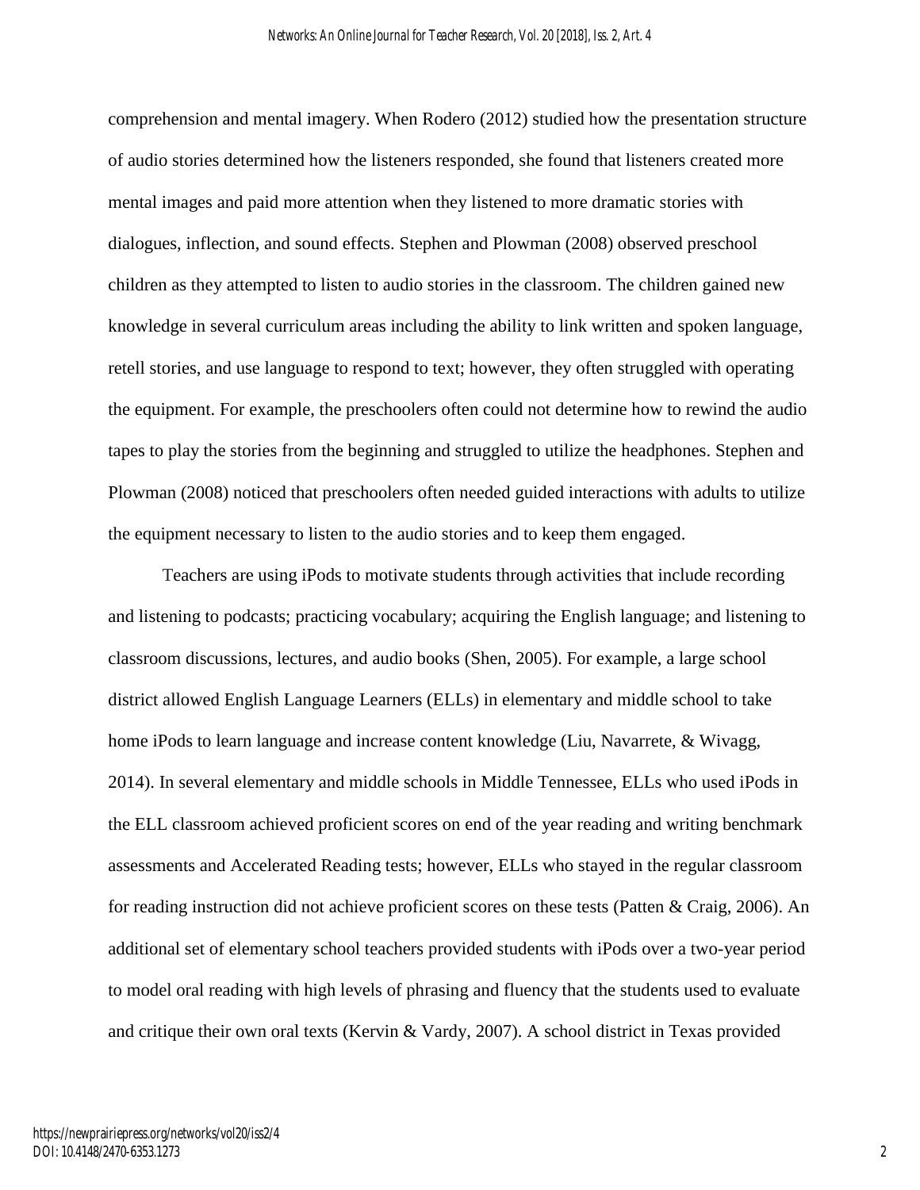comprehension and mental imagery. When Rodero (2012) studied how the presentation structure of audio stories determined how the listeners responded, she found that listeners created more mental images and paid more attention when they listened to more dramatic stories with dialogues, inflection, and sound effects. Stephen and Plowman (2008) observed preschool children as they attempted to listen to audio stories in the classroom. The children gained new knowledge in several curriculum areas including the ability to link written and spoken language, retell stories, and use language to respond to text; however, they often struggled with operating the equipment. For example, the preschoolers often could not determine how to rewind the audio tapes to play the stories from the beginning and struggled to utilize the headphones. Stephen and Plowman (2008) noticed that preschoolers often needed guided interactions with adults to utilize the equipment necessary to listen to the audio stories and to keep them engaged.

Teachers are using iPods to motivate students through activities that include recording and listening to podcasts; practicing vocabulary; acquiring the English language; and listening to classroom discussions, lectures, and audio books (Shen, 2005). For example, a large school district allowed English Language Learners (ELLs) in elementary and middle school to take home iPods to learn language and increase content knowledge (Liu, Navarrete, & Wivagg, 2014). In several elementary and middle schools in Middle Tennessee, ELLs who used iPods in the ELL classroom achieved proficient scores on end of the year reading and writing benchmark assessments and Accelerated Reading tests; however, ELLs who stayed in the regular classroom for reading instruction did not achieve proficient scores on these tests (Patten & Craig, 2006). An additional set of elementary school teachers provided students with iPods over a two-year period to model oral reading with high levels of phrasing and fluency that the students used to evaluate and critique their own oral texts (Kervin & Vardy, 2007). A school district in Texas provided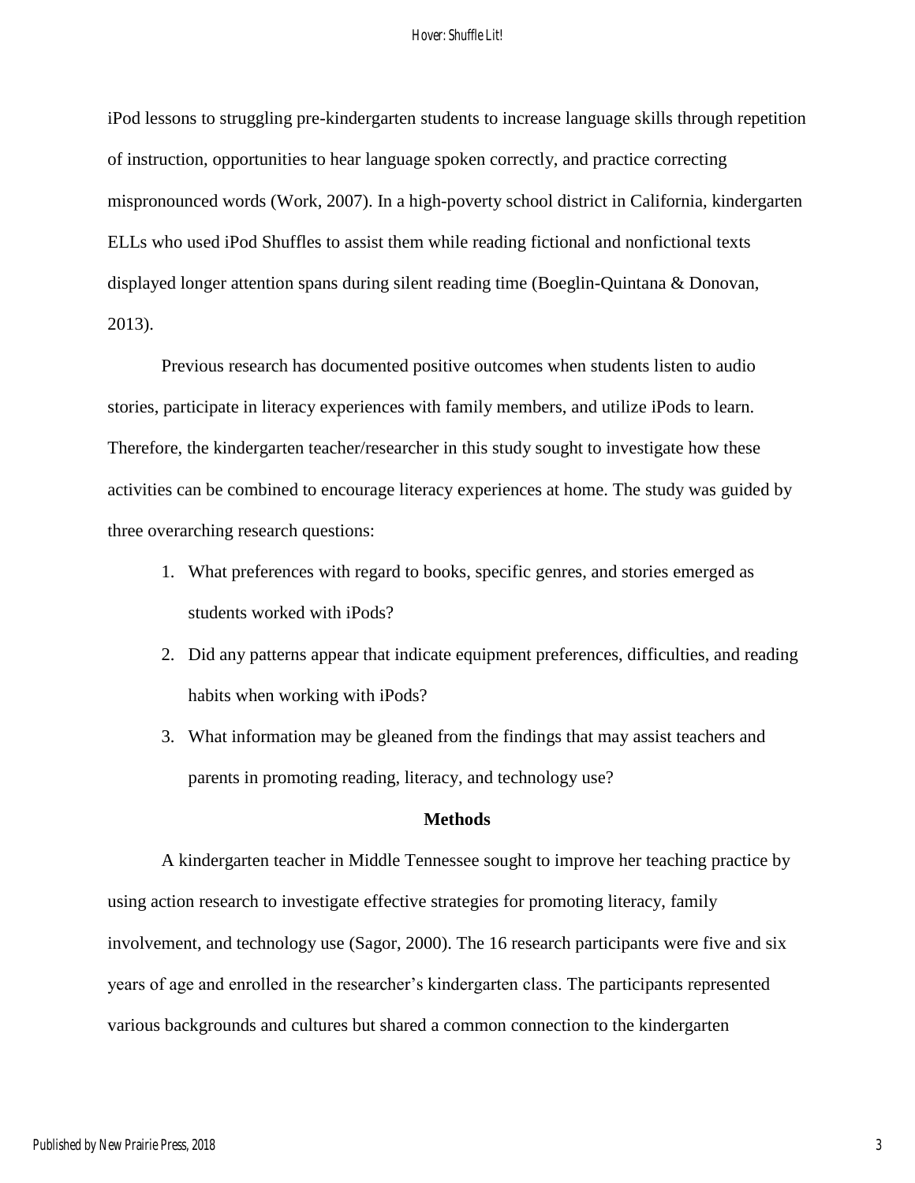iPod lessons to struggling pre-kindergarten students to increase language skills through repetition of instruction, opportunities to hear language spoken correctly, and practice correcting mispronounced words (Work, 2007). In a high-poverty school district in California, kindergarten ELLs who used iPod Shuffles to assist them while reading fictional and nonfictional texts displayed longer attention spans during silent reading time (Boeglin-Quintana & Donovan, 2013).

Previous research has documented positive outcomes when students listen to audio stories, participate in literacy experiences with family members, and utilize iPods to learn. Therefore, the kindergarten teacher/researcher in this study sought to investigate how these activities can be combined to encourage literacy experiences at home. The study was guided by three overarching research questions:

1. What preferences with regard to books, specific genres, and stories emerged as students worked with iPods?
2. Did any patterns appear that indicate equipment preferences, difficulties, and reading habits when working with iPods?
3. What information may be gleaned from the findings that may assist teachers and parents in promoting reading, literacy, and technology use?

## Methods

A kindergarten teacher in Middle Tennessee sought to improve her teaching practice by using action research to investigate effective strategies for promoting literacy, family involvement, and technology use (Sagor, 2000). The 16 research participants were five and six years of age and enrolled in the researcher's kindergarten class. The participants represented various backgrounds and cultures but shared a common connection to the kindergarten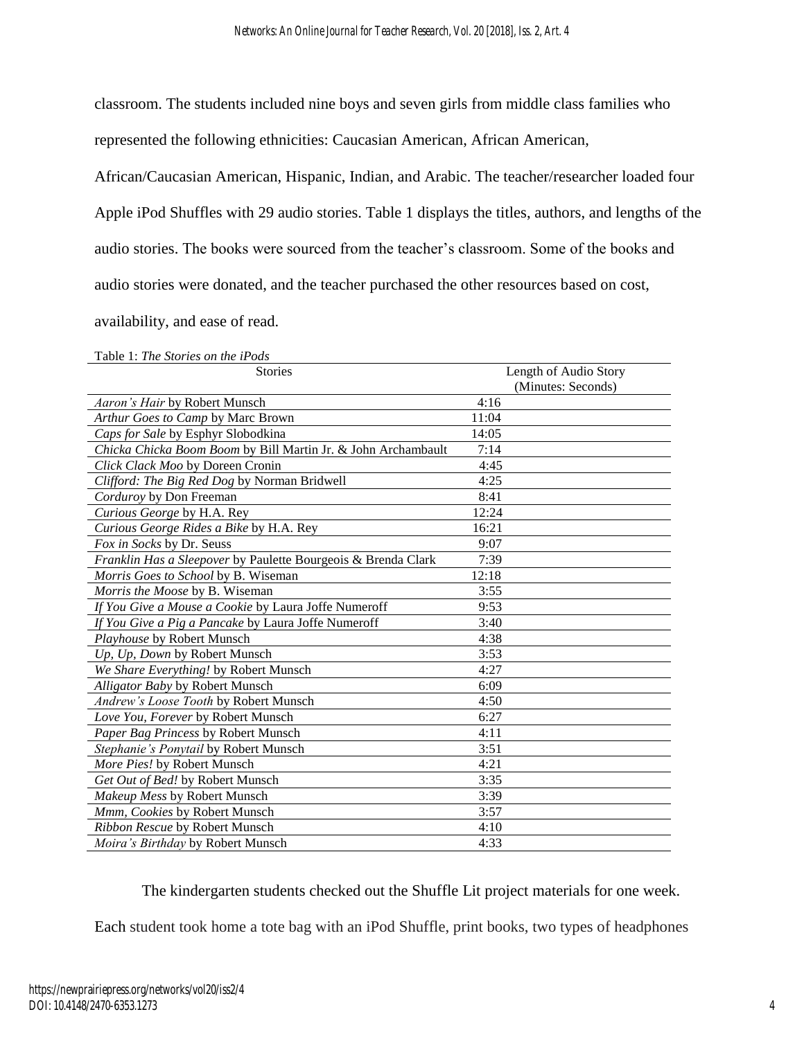classroom. The students included nine boys and seven girls from middle class families who represented the following ethnicities: Caucasian American, African American, African/Caucasian American, Hispanic, Indian, and Arabic. The teacher/researcher loaded four Apple iPod Shuffles with 29 audio stories. Table 1 displays the titles, authors, and lengths of the audio stories. The books were sourced from the teacher's classroom. Some of the books and audio stories were donated, and the teacher purchased the other resources based on cost, availability, and ease of read.

Table 1: *The Stories on the iPods*

| Stories | Length of Audio Story (Minutes: Seconds) |
|---|---|
| *Aaron's Hair* by Robert Munsch | 4:16 |
| *Arthur Goes to Camp* by Marc Brown | 11:04 |
| *Caps for Sale* by Esphyr Slobodkina | 14:05 |
| *Chicka Chicka Boom Boom* by Bill Martin Jr. & John Archambault | 7:14 |
| *Click Clack Moo* by Doreen Cronin | 4:45 |
| *Clifford: The Big Red Dog* by Norman Bridwell | 4:25 |
| *Corduroy* by Don Freeman | 8:41 |
| *Curious George* by H.A. Rey | 12:24 |
| *Curious George Rides a Bike* by H.A. Rey | 16:21 |
| *Fox in Socks* by Dr. Seuss | 9:07 |
| *Franklin Has a Sleepover* by Paulette Bourgeois & Brenda Clark | 7:39 |
| *Morris Goes to School* by B. Wiseman | 12:18 |
| *Morris the Moose* by B. Wiseman | 3:55 |
| *If You Give a Mouse a Cookie* by Laura Joffe Numeroff | 9:53 |
| *If You Give a Pig a Pancake* by Laura Joffe Numeroff | 3:40 |
| *Playhouse* by Robert Munsch | 4:38 |
| *Up, Up, Down* by Robert Munsch | 3:53 |
| *We Share Everything!* by Robert Munsch | 4:27 |
| *Alligator Baby* by Robert Munsch | 6:09 |
| *Andrew's Loose Tooth* by Robert Munsch | 4:50 |
| *Love You, Forever* by Robert Munsch | 6:27 |
| *Paper Bag Princess* by Robert Munsch | 4:11 |
| *Stephanie's Ponytail* by Robert Munsch | 3:51 |
| *More Pies!* by Robert Munsch | 4:21 |
| *Get Out of Bed!* by Robert Munsch | 3:35 |
| *Makeup Mess* by Robert Munsch | 3:39 |
| *Mmm, Cookies* by Robert Munsch | 3:57 |
| *Ribbon Rescue* by Robert Munsch | 4:10 |
| *Moira's Birthday* by Robert Munsch | 4:33 |

The kindergarten students checked out the Shuffle Lit project materials for one week. Each student took home a tote bag with an iPod Shuffle, print books, two types of headphones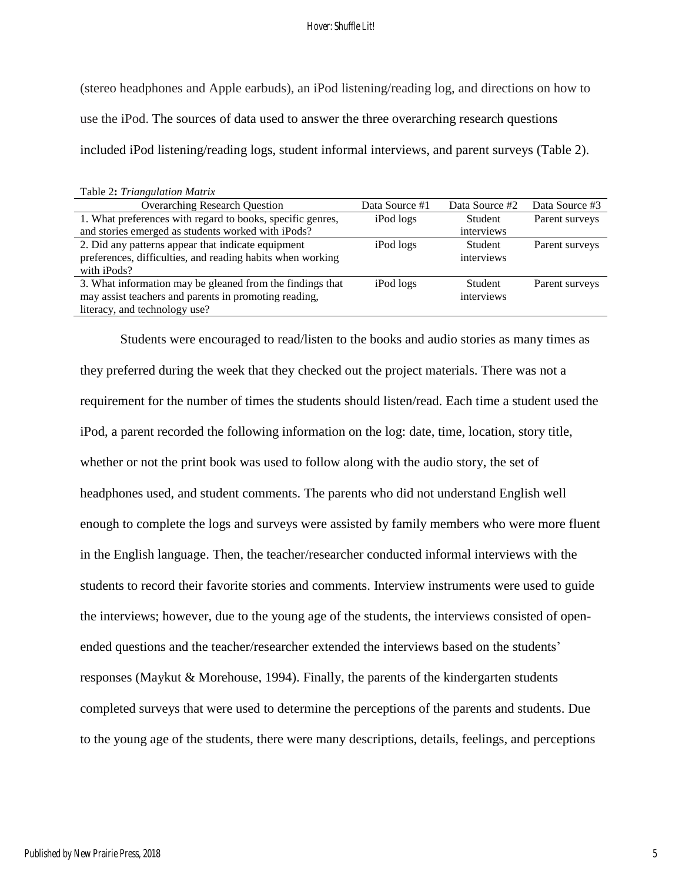(stereo headphones and Apple earbuds), an iPod listening/reading log, and directions on how to use the iPod. The sources of data used to answer the three overarching research questions included iPod listening/reading logs, student informal interviews, and parent surveys (Table 2).

Table 2**:** *Triangulation Matrix*

| Overarching Research Question | Data Source #1 | Data Source #2 | Data Source #3 |
|---|---|---|---|
| 1. What preferences with regard to books, specific genres, and stories emerged as students worked with iPods? | iPod logs | Student interviews | Parent surveys |
| 2. Did any patterns appear that indicate equipment preferences, difficulties, and reading habits when working with iPods? | iPod logs | Student interviews | Parent surveys |
| 3. What information may be gleaned from the findings that may assist teachers and parents in promoting reading, literacy, and technology use? | iPod logs | Student interviews | Parent surveys |

Students were encouraged to read/listen to the books and audio stories as many times as they preferred during the week that they checked out the project materials. There was not a requirement for the number of times the students should listen/read. Each time a student used the iPod, a parent recorded the following information on the log: date, time, location, story title, whether or not the print book was used to follow along with the audio story, the set of headphones used, and student comments. The parents who did not understand English well enough to complete the logs and surveys were assisted by family members who were more fluent in the English language. Then, the teacher/researcher conducted informal interviews with the students to record their favorite stories and comments. Interview instruments were used to guide the interviews; however, due to the young age of the students, the interviews consisted of open-ended questions and the teacher/researcher extended the interviews based on the students' responses (Maykut & Morehouse, 1994). Finally, the parents of the kindergarten students completed surveys that were used to determine the perceptions of the parents and students. Due to the young age of the students, there were many descriptions, details, feelings, and perceptions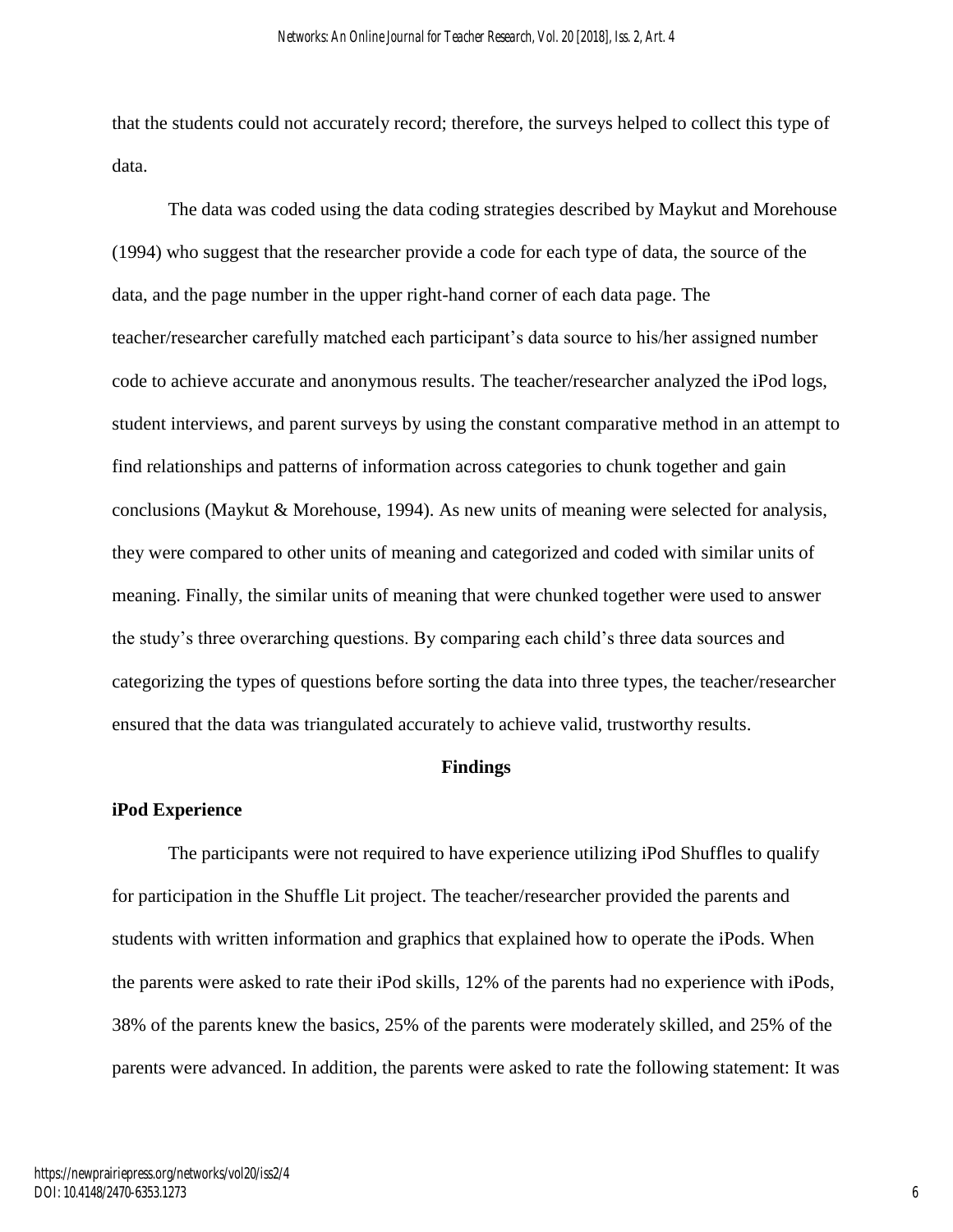that the students could not accurately record; therefore, the surveys helped to collect this type of data.

The data was coded using the data coding strategies described by Maykut and Morehouse (1994) who suggest that the researcher provide a code for each type of data, the source of the data, and the page number in the upper right-hand corner of each data page. The teacher/researcher carefully matched each participant's data source to his/her assigned number code to achieve accurate and anonymous results. The teacher/researcher analyzed the iPod logs, student interviews, and parent surveys by using the constant comparative method in an attempt to find relationships and patterns of information across categories to chunk together and gain conclusions (Maykut & Morehouse, 1994). As new units of meaning were selected for analysis, they were compared to other units of meaning and categorized and coded with similar units of meaning. Finally, the similar units of meaning that were chunked together were used to answer the study's three overarching questions. By comparing each child's three data sources and categorizing the types of questions before sorting the data into three types, the teacher/researcher ensured that the data was triangulated accurately to achieve valid, trustworthy results.

## Findings

### iPod Experience

The participants were not required to have experience utilizing iPod Shuffles to qualify for participation in the Shuffle Lit project. The teacher/researcher provided the parents and students with written information and graphics that explained how to operate the iPods. When the parents were asked to rate their iPod skills, 12% of the parents had no experience with iPods, 38% of the parents knew the basics, 25% of the parents were moderately skilled, and 25% of the parents were advanced. In addition, the parents were asked to rate the following statement: It was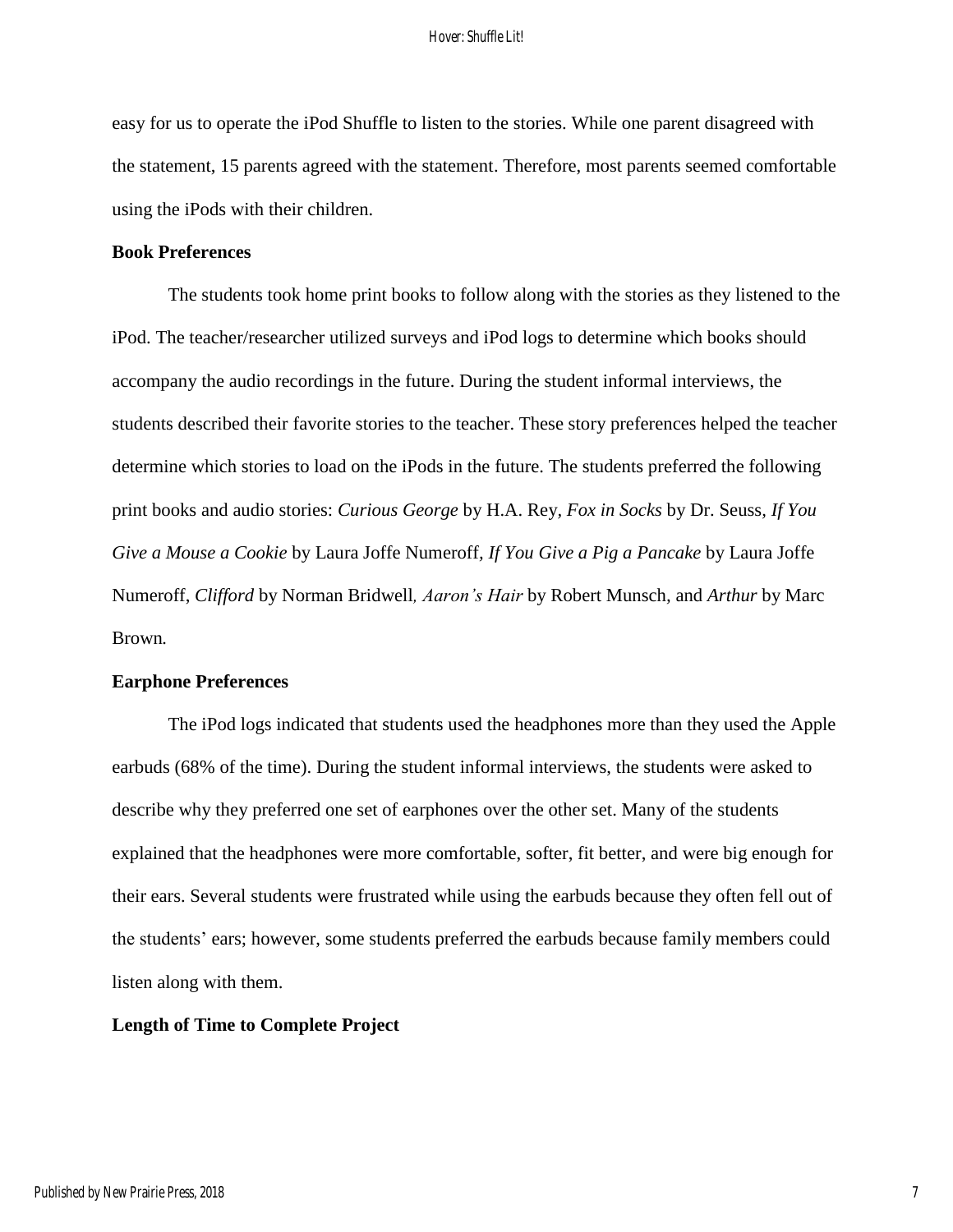easy for us to operate the iPod Shuffle to listen to the stories. While one parent disagreed with the statement, 15 parents agreed with the statement. Therefore, most parents seemed comfortable using the iPods with their children.

**Book Preferences**

The students took home print books to follow along with the stories as they listened to the iPod. The teacher/researcher utilized surveys and iPod logs to determine which books should accompany the audio recordings in the future. During the student informal interviews, the students described their favorite stories to the teacher. These story preferences helped the teacher determine which stories to load on the iPods in the future. The students preferred the following print books and audio stories: *Curious George* by H.A. Rey, *Fox in Socks* by Dr. Seuss, *If You Give a Mouse a Cookie* by Laura Joffe Numeroff, *If You Give a Pig a Pancake* by Laura Joffe Numeroff, *Clifford* by Norman Bridwell, *Aaron's Hair* by Robert Munsch, and *Arthur* by Marc Brown.

**Earphone Preferences**

The iPod logs indicated that students used the headphones more than they used the Apple earbuds (68% of the time). During the student informal interviews, the students were asked to describe why they preferred one set of earphones over the other set. Many of the students explained that the headphones were more comfortable, softer, fit better, and were big enough for their ears. Several students were frustrated while using the earbuds because they often fell out of the students' ears; however, some students preferred the earbuds because family members could listen along with them.

**Length of Time to Complete Project**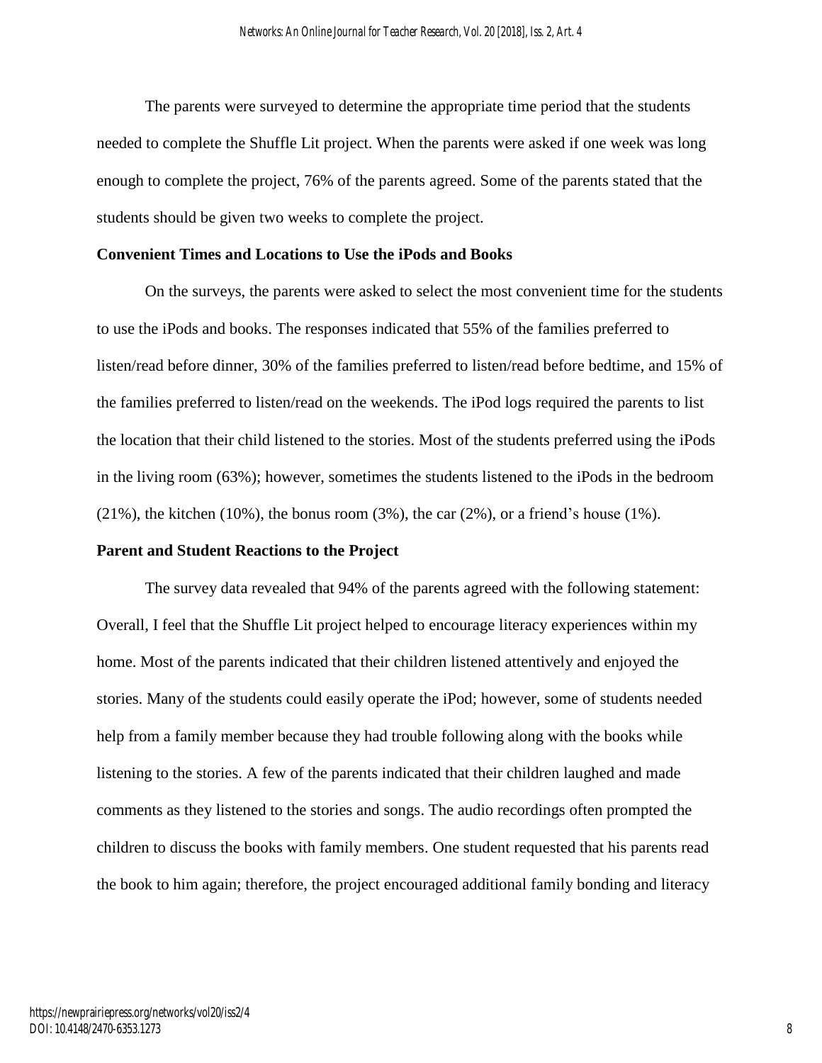The parents were surveyed to determine the appropriate time period that the students needed to complete the Shuffle Lit project. When the parents were asked if one week was long enough to complete the project, 76% of the parents agreed. Some of the parents stated that the students should be given two weeks to complete the project.

**Convenient Times and Locations to Use the iPods and Books**

On the surveys, the parents were asked to select the most convenient time for the students to use the iPods and books. The responses indicated that 55% of the families preferred to listen/read before dinner, 30% of the families preferred to listen/read before bedtime, and 15% of the families preferred to listen/read on the weekends. The iPod logs required the parents to list the location that their child listened to the stories. Most of the students preferred using the iPods in the living room (63%); however, sometimes the students listened to the iPods in the bedroom (21%), the kitchen (10%), the bonus room (3%), the car (2%), or a friend's house (1%).

**Parent and Student Reactions to the Project**

The survey data revealed that 94% of the parents agreed with the following statement: Overall, I feel that the Shuffle Lit project helped to encourage literacy experiences within my home. Most of the parents indicated that their children listened attentively and enjoyed the stories. Many of the students could easily operate the iPod; however, some of students needed help from a family member because they had trouble following along with the books while listening to the stories. A few of the parents indicated that their children laughed and made comments as they listened to the stories and songs. The audio recordings often prompted the children to discuss the books with family members. One student requested that his parents read the book to him again; therefore, the project encouraged additional family bonding and literacy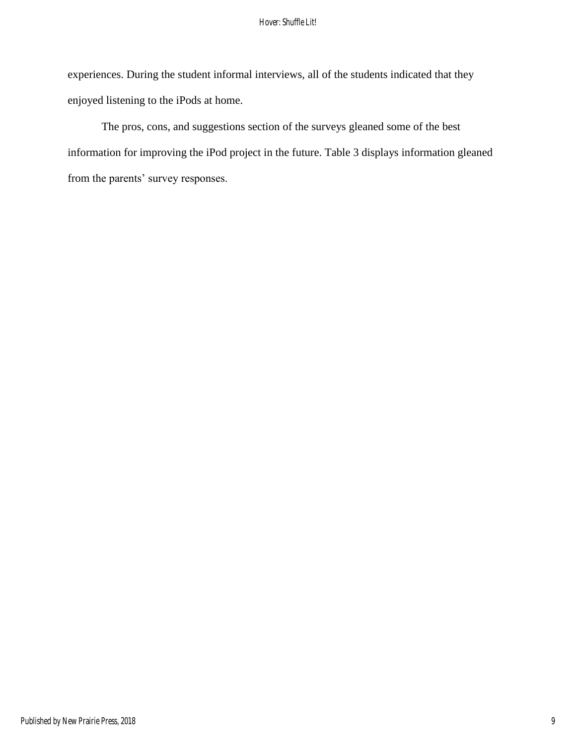experiences. During the student informal interviews, all of the students indicated that they enjoyed listening to the iPods at home.

The pros, cons, and suggestions section of the surveys gleaned some of the best information for improving the iPod project in the future. Table 3 displays information gleaned from the parents' survey responses.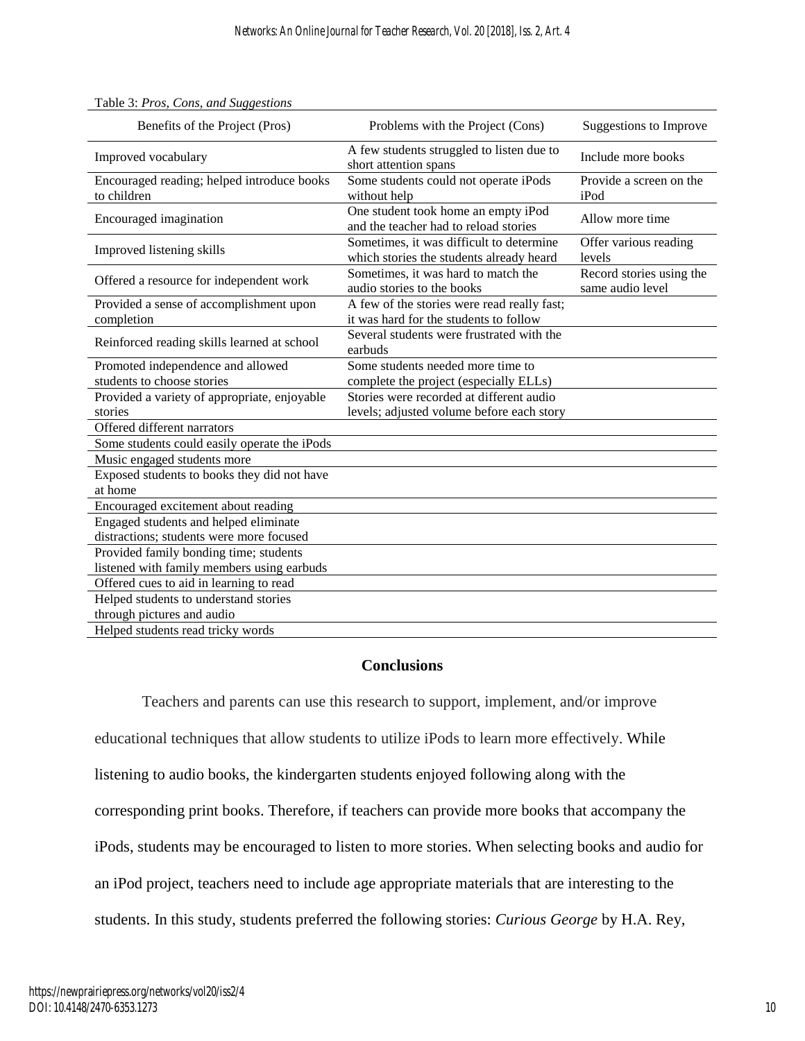Table 3: *Pros, Cons, and Suggestions*

| Benefits of the Project (Pros) | Problems with the Project (Cons) | Suggestions to Improve |
|---|---|---|
| Improved vocabulary | A few students struggled to listen due to short attention spans | Include more books |
| Encouraged reading; helped introduce books to children | Some students could not operate iPods without help | Provide a screen on the iPod |
| Encouraged imagination | One student took home an empty iPod and the teacher had to reload stories | Allow more time |
| Improved listening skills | Sometimes, it was difficult to determine which stories the students already heard | Offer various reading levels |
| Offered a resource for independent work | Sometimes, it was hard to match the audio stories to the books | Record stories using the same audio level |
| Provided a sense of accomplishment upon completion | A few of the stories were read really fast; it was hard for the students to follow | |
| Reinforced reading skills learned at school | Several students were frustrated with the earbuds | |
| Promoted independence and allowed students to choose stories | Some students needed more time to complete the project (especially ELLs) | |
| Provided a variety of appropriate, enjoyable stories | Stories were recorded at different audio levels; adjusted volume before each story | |
| Offered different narrators | | |
| Some students could easily operate the iPods | | |
| Music engaged students more | | |
| Exposed students to books they did not have at home | | |
| Encouraged excitement about reading | | |
| Engaged students and helped eliminate distractions; students were more focused | | |
| Provided family bonding time; students listened with family members using earbuds | | |
| Offered cues to aid in learning to read | | |
| Helped students to understand stories through pictures and audio | | |
| Helped students read tricky words | | |

## Conclusions

Teachers and parents can use this research to support, implement, and/or improve educational techniques that allow students to utilize iPods to learn more effectively. While listening to audio books, the kindergarten students enjoyed following along with the corresponding print books. Therefore, if teachers can provide more books that accompany the iPods, students may be encouraged to listen to more stories. When selecting books and audio for an iPod project, teachers need to include age appropriate materials that are interesting to the students. In this study, students preferred the following stories: *Curious George* by H.A. Rey,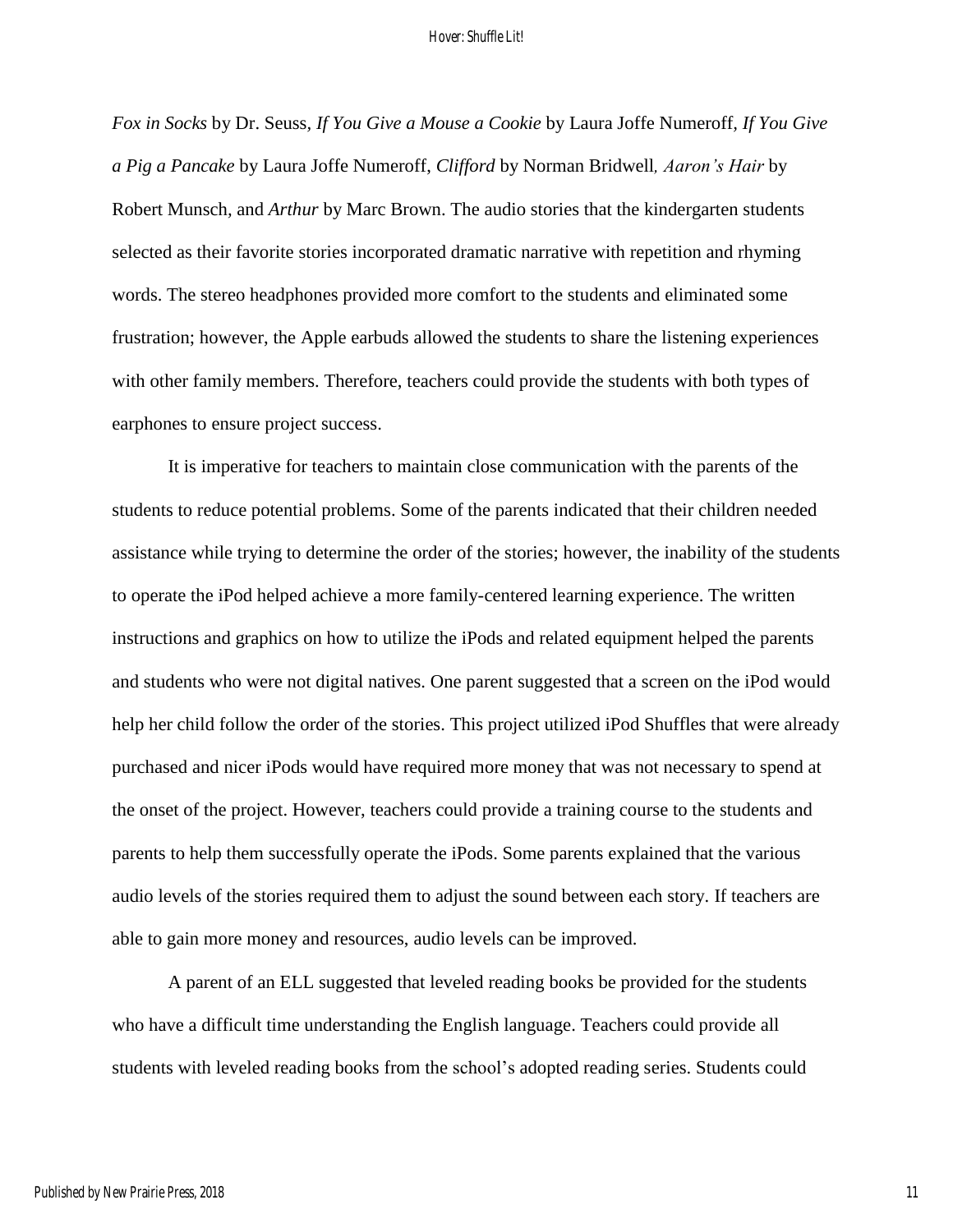*Fox in Socks* by Dr. Seuss, *If You Give a Mouse a Cookie* by Laura Joffe Numeroff, *If You Give a Pig a Pancake* by Laura Joffe Numeroff, *Clifford* by Norman Bridwell*, Aaron's Hair* by Robert Munsch, and *Arthur* by Marc Brown. The audio stories that the kindergarten students selected as their favorite stories incorporated dramatic narrative with repetition and rhyming words. The stereo headphones provided more comfort to the students and eliminated some frustration; however, the Apple earbuds allowed the students to share the listening experiences with other family members. Therefore, teachers could provide the students with both types of earphones to ensure project success.

It is imperative for teachers to maintain close communication with the parents of the students to reduce potential problems. Some of the parents indicated that their children needed assistance while trying to determine the order of the stories; however, the inability of the students to operate the iPod helped achieve a more family-centered learning experience. The written instructions and graphics on how to utilize the iPods and related equipment helped the parents and students who were not digital natives. One parent suggested that a screen on the iPod would help her child follow the order of the stories. This project utilized iPod Shuffles that were already purchased and nicer iPods would have required more money that was not necessary to spend at the onset of the project. However, teachers could provide a training course to the students and parents to help them successfully operate the iPods. Some parents explained that the various audio levels of the stories required them to adjust the sound between each story. If teachers are able to gain more money and resources, audio levels can be improved.

A parent of an ELL suggested that leveled reading books be provided for the students who have a difficult time understanding the English language. Teachers could provide all students with leveled reading books from the school's adopted reading series. Students could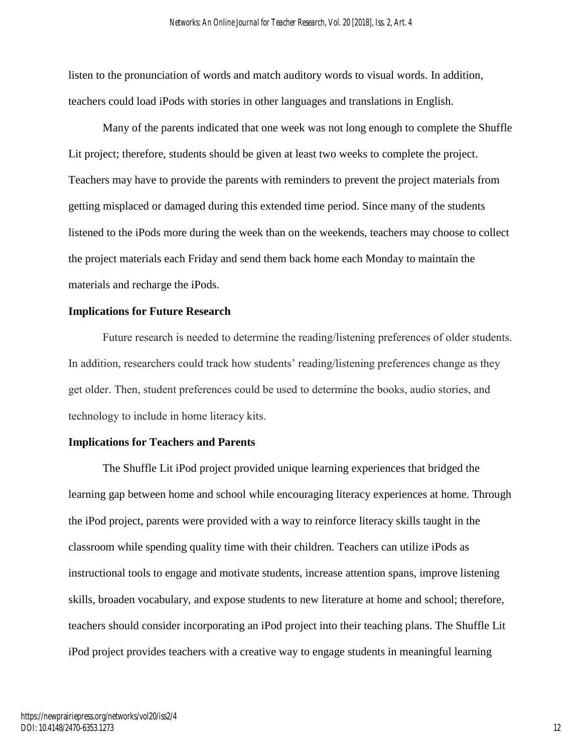listen to the pronunciation of words and match auditory words to visual words. In addition, teachers could load iPods with stories in other languages and translations in English.

Many of the parents indicated that one week was not long enough to complete the Shuffle Lit project; therefore, students should be given at least two weeks to complete the project. Teachers may have to provide the parents with reminders to prevent the project materials from getting misplaced or damaged during this extended time period. Since many of the students listened to the iPods more during the week than on the weekends, teachers may choose to collect the project materials each Friday and send them back home each Monday to maintain the materials and recharge the iPods.

**Implications for Future Research**

Future research is needed to determine the reading/listening preferences of older students. In addition, researchers could track how students' reading/listening preferences change as they get older. Then, student preferences could be used to determine the books, audio stories, and technology to include in home literacy kits.

**Implications for Teachers and Parents**

The Shuffle Lit iPod project provided unique learning experiences that bridged the learning gap between home and school while encouraging literacy experiences at home. Through the iPod project, parents were provided with a way to reinforce literacy skills taught in the classroom while spending quality time with their children. Teachers can utilize iPods as instructional tools to engage and motivate students, increase attention spans, improve listening skills, broaden vocabulary, and expose students to new literature at home and school; therefore, teachers should consider incorporating an iPod project into their teaching plans. The Shuffle Lit iPod project provides teachers with a creative way to engage students in meaningful learning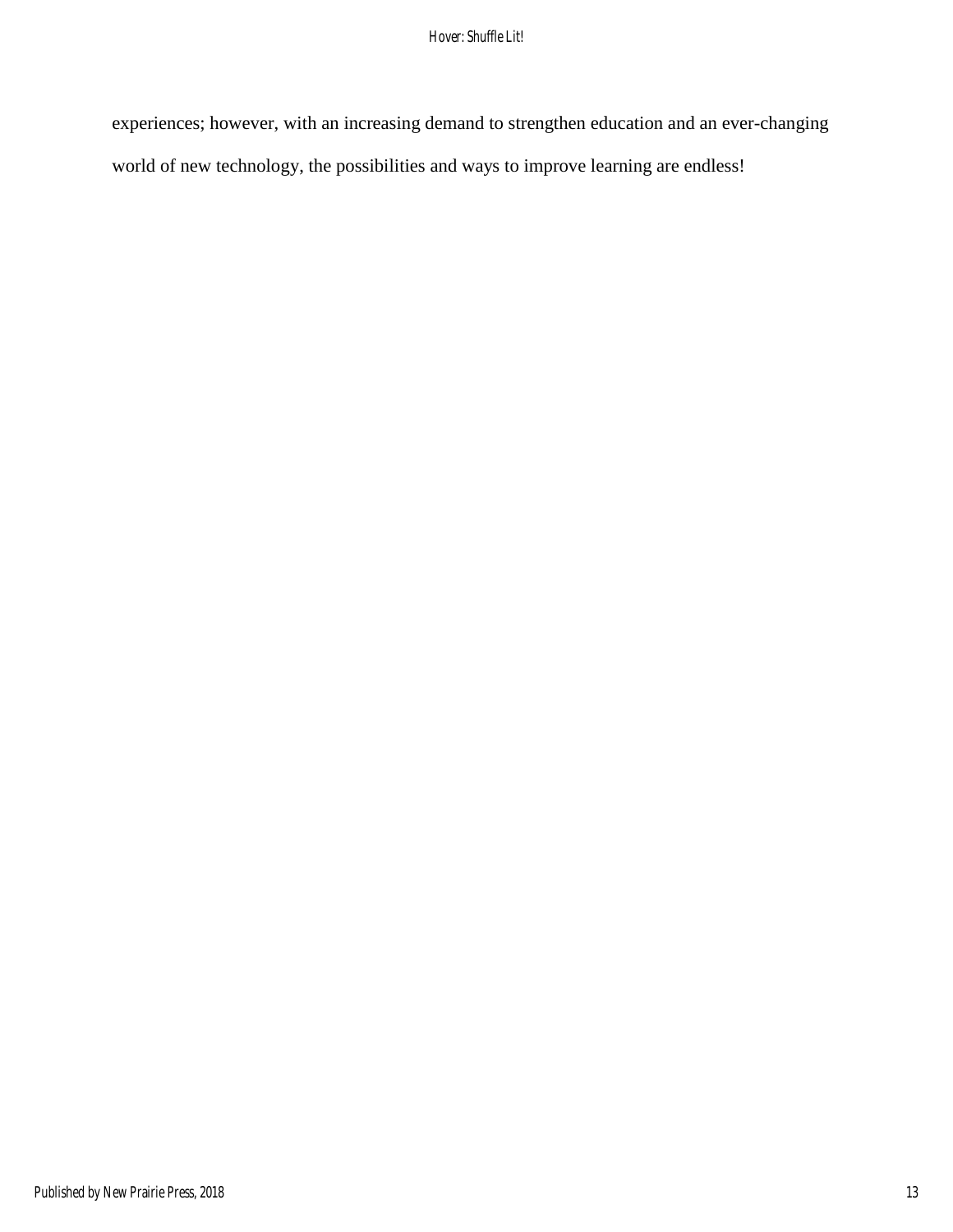experiences; however, with an increasing demand to strengthen education and an ever-changing world of new technology, the possibilities and ways to improve learning are endless!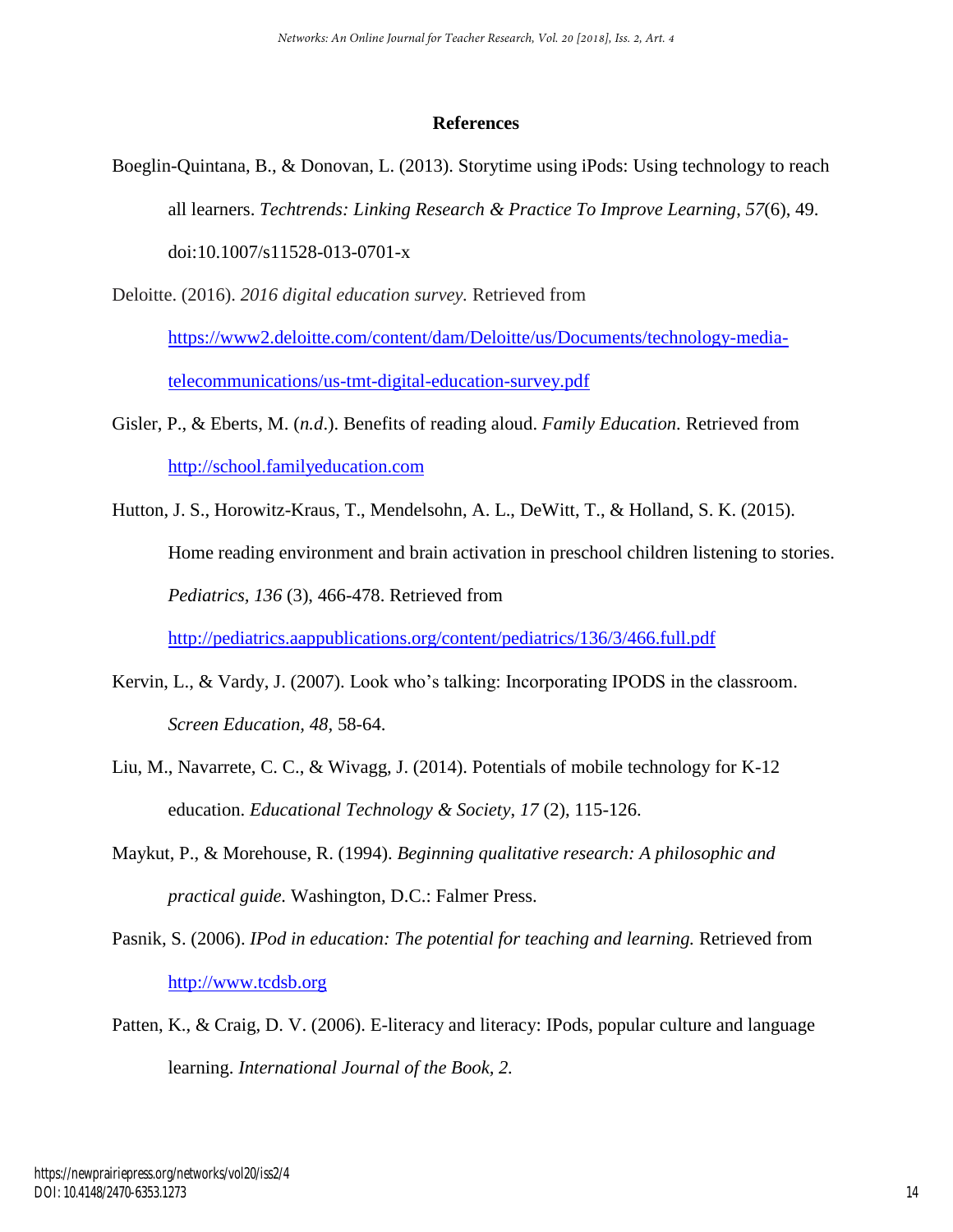## References

Boeglin-Quintana, B., & Donovan, L. (2013). Storytime using iPods: Using technology to reach all learners. *Techtrends: Linking Research & Practice To Improve Learning*, *57*(6), 49. doi:10.1007/s11528-013-0701-x

Deloitte. (2016). *2016 digital education survey.* Retrieved from https://www2.deloitte.com/content/dam/Deloitte/us/Documents/technology-media-telecommunications/us-tmt-digital-education-survey.pdf

Gisler, P., & Eberts, M. (*n.d*.). Benefits of reading aloud. *Family Education.* Retrieved from http://school.familyeducation.com

Hutton, J. S., Horowitz-Kraus, T., Mendelsohn, A. L., DeWitt, T., & Holland, S. K. (2015). Home reading environment and brain activation in preschool children listening to stories. *Pediatrics, 136* (3), 466-478. Retrieved from http://pediatrics.aappublications.org/content/pediatrics/136/3/466.full.pdf

Kervin, L., & Vardy, J. (2007). Look who's talking: Incorporating IPODS in the classroom. *Screen Education, 48*, 58-64.

Liu, M., Navarrete, C. C., & Wivagg, J. (2014). Potentials of mobile technology for K-12 education. *Educational Technology & Society*, *17* (2), 115-126.

Maykut, P., & Morehouse, R. (1994). *Beginning qualitative research: A philosophic and practical guide.* Washington, D.C.: Falmer Press.

Pasnik, S. (2006). *IPod in education: The potential for teaching and learning.* Retrieved from http://www.tcdsb.org

Patten, K., & Craig, D. V. (2006). E-literacy and literacy: IPods, popular culture and language learning. *International Journal of the Book, 2.*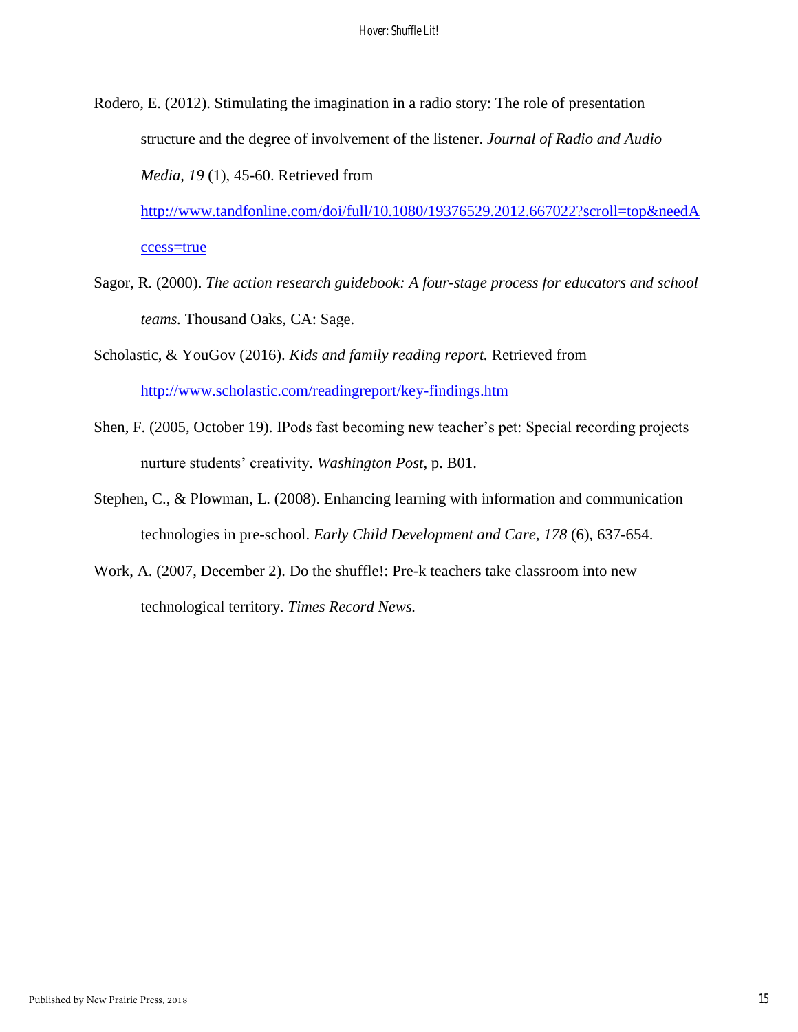Rodero, E. (2012). Stimulating the imagination in a radio story: The role of presentation structure and the degree of involvement of the listener. *Journal of Radio and Audio Media, 19* (1), 45-60. Retrieved from http://www.tandfonline.com/doi/full/10.1080/19376529.2012.667022?scroll=top&needAccess=true

Sagor, R. (2000). *The action research guidebook: A four-stage process for educators and school teams.* Thousand Oaks, CA: Sage.

Scholastic, & YouGov (2016). *Kids and family reading report.* Retrieved from http://www.scholastic.com/readingreport/key-findings.htm

Shen, F. (2005, October 19). IPods fast becoming new teacher's pet: Special recording projects nurture students' creativity. *Washington Post*, p. B01.

Stephen, C., & Plowman, L. (2008). Enhancing learning with information and communication technologies in pre-school. *Early Child Development and Care, 178* (6), 637-654.

Work, A. (2007, December 2). Do the shuffle!: Pre-k teachers take classroom into new technological territory. *Times Record News.*